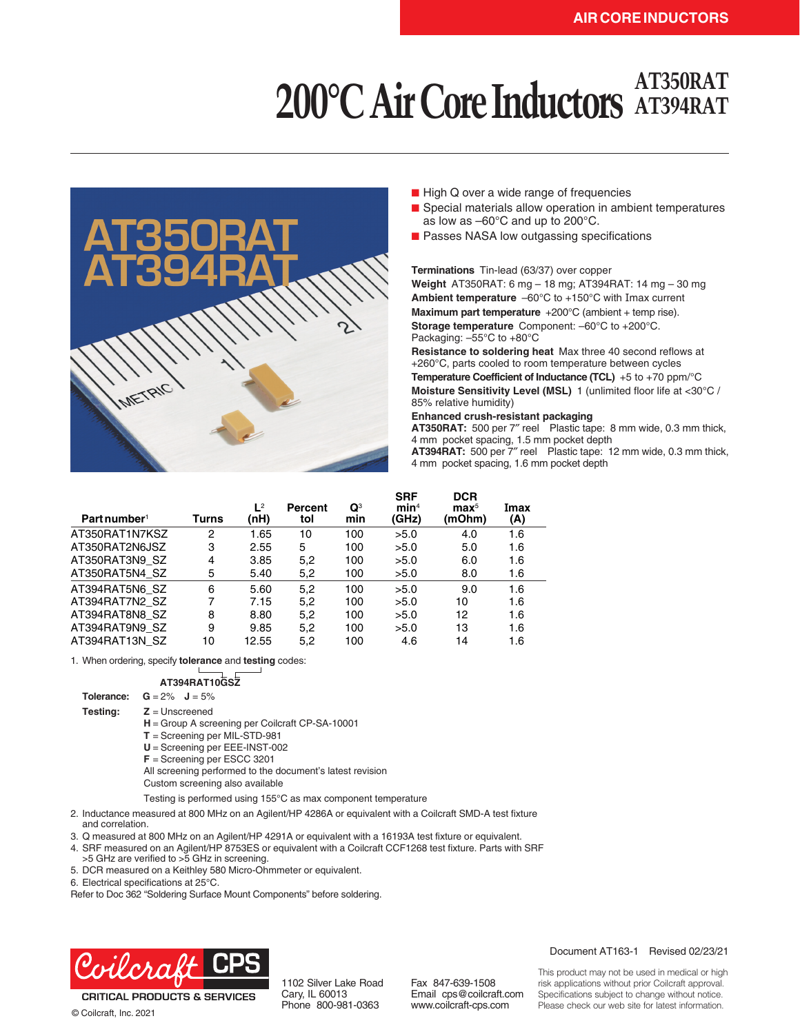AIR CORE INDUCTORS

# 200°C Air Core Inductors AT350RAT AT394RAT

- High Q over a wide range of frequencies
- Special materials allow operation in ambient temperatures as low as –60°C and up to 200°C.
- Passes NASA low outgassing specifications

**Terminations** Tin-lead (63/37) over copper
**Weight** AT350RAT: 6 mg – 18 mg; AT394RAT: 14 mg – 30 mg
**Ambient temperature** –60°C to +150°C with Imax current
**Maximum part temperature** +200°C (ambient + temp rise).
**Storage temperature** Component: –60°C to +200°C. Packaging: –55°C to +80°C
**Resistance to soldering heat** Max three 40 second reflows at +260°C, parts cooled to room temperature between cycles
**Temperature Coefficient of Inductance (TCL)** +5 to +70 ppm/°C
**Moisture Sensitivity Level (MSL)** 1 (unlimited floor life at <30°C / 85% relative humidity)
**Enhanced crush-resistant packaging**
**AT350RAT:** 500 per 7″ reel Plastic tape: 8 mm wide, 0.3 mm thick, 4 mm pocket spacing, 1.5 mm pocket depth
**AT394RAT:** 500 per 7″ reel Plastic tape: 12 mm wide, 0.3 mm thick, 4 mm pocket spacing, 1.6 mm pocket depth

| Part number[1] | Turns | L[2] (nH) | Percent tol | Q[3] min | SRF min[4] (GHz) | DCR max[5] (mOhm) | Imax (A) |
|---|---|---|---|---|---|---|---|
| AT350RAT1N7KSZ | 2 | 1.65 | 10 | 100 | >5.0 | 4.0 | 1.6 |
| AT350RAT2N6JSZ | 3 | 2.55 | 5 | 100 | >5.0 | 5.0 | 1.6 |
| AT350RAT3N9_SZ | 4 | 3.85 | 5,2 | 100 | >5.0 | 6.0 | 1.6 |
| AT350RAT5N4_SZ | 5 | 5.40 | 5,2 | 100 | >5.0 | 8.0 | 1.6 |
| AT394RAT5N6_SZ | 6 | 5.60 | 5,2 | 100 | >5.0 | 9.0 | 1.6 |
| AT394RAT7N2_SZ | 7 | 7.15 | 5,2 | 100 | >5.0 | 10 | 1.6 |
| AT394RAT8N8_SZ | 8 | 8.80 | 5,2 | 100 | >5.0 | 12 | 1.6 |
| AT394RAT9N9_SZ | 9 | 9.85 | 5,2 | 100 | >5.0 | 13 | 1.6 |
| AT394RAT13N_SZ | 10 | 12.55 | 5,2 | 100 | 4.6 | 14 | 1.6 |

1. When ordering, specify **tolerance** and **testing** codes:

   **AT394RAT10GSZ**

   **Tolerance:** **G** = 2% **J** = 5%

   **Testing:**
   **Z** = Unscreened
   **H** = Group A screening per Coilcraft CP-SA-10001
   **T** = Screening per MIL-STD-981
   **U** = Screening per EEE-INST-002
   **F** = Screening per ESCC 3201
   All screening performed to the document's latest revision
   Custom screening also available

   Testing is performed using 155°C as max component temperature
2. Inductance measured at 800 MHz on an Agilent/HP 4286A or equivalent with a Coilcraft SMD-A test fixture and correlation.
3. Q measured at 800 MHz on an Agilent/HP 4291A or equivalent with a 16193A test fixture or equivalent.
4. SRF measured on an Agilent/HP 8753ES or equivalent with a Coilcraft CCF1268 test fixture. Parts with SRF >5 GHz are verified to >5 GHz in screening.
5. DCR measured on a Keithley 580 Micro-Ohmmeter or equivalent.
6. Electrical specifications at 25°C.

Refer to Doc 362 "Soldering Surface Mount Components" before soldering.

Coilcraft CPS
CRITICAL PRODUCTS & SERVICES
© Coilcraft, Inc. 2021

1102 Silver Lake Road
Cary, IL 60013
Phone 800-981-0363

Fax 847-639-1508
Email cps@coilcraft.com
www.coilcraft-cps.com

Document AT163-1 Revised 02/23/21

This product may not be used in medical or high risk applications without prior Coilcraft approval. Specifications subject to change without notice. Please check our web site for latest information.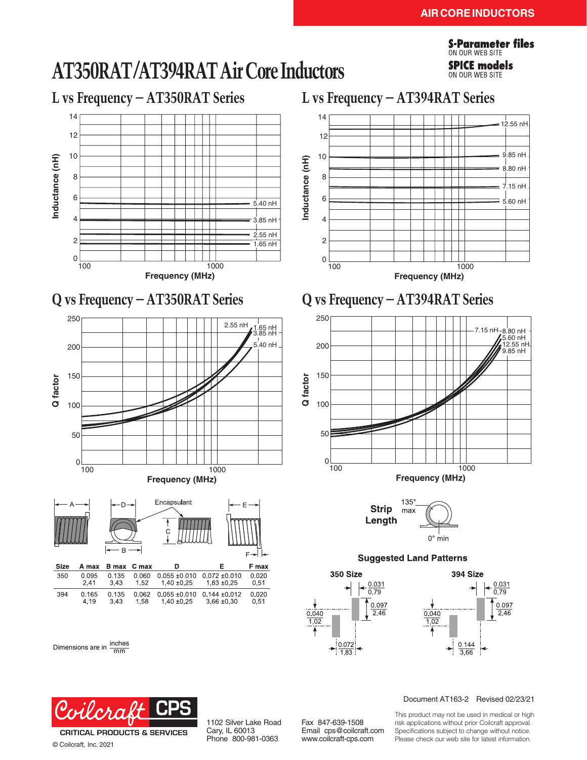AIR CORE INDUCTORS

**S-Parameter files** ON OUR WEB SITE

**SPICE models** ON OUR WEB SITE

# AT350RAT/AT394RAT Air Core Inductors

## L vs Frequency – AT350RAT Series

Inductance (nH)
14
12
10
8
6
4
2
0
100
1000
Frequency (MHz)
5.40 nH
3.85 nH
2.55 nH
1.65 nH

## L vs Frequency – AT394RAT Series

Inductance (nH)
14
12
10
8
6
4
2
0
100
1000
Frequency (MHz)
12.55 nH
9.85 nH
8.80 nH
7.15 nH
5.60 nH

## Q vs Frequency – AT350RAT Series

Q factor
250
200
150
100
50
0
100
1000
Frequency (MHz)
2.55 nH
1.65 nH
3.85 nH
5.40 nH

## Q vs Frequency – AT394RAT Series

Q factor
250
200
150
100
50
0
100
1000
Frequency (MHz)
7.15 nH
8.80 nH
5.60 nH
12.55 nH
9.85 nH

A
D
B
Encapsulant
C
E
F

| Size | A max | B max | C max | D | E | F max |
|---|---|---|---|---|---|---|
| 350 | 0.095<br>2,41 | 0.135<br>3,43 | 0.060<br>1,52 | 0.055 ±0.010<br>1,40 ±0,25 | 0.072 ±0.010<br>1,83 ±0,25 | 0.020<br>0,51 |
| 394 | 0.165<br>4,19 | 0.135<br>3,43 | 0.062<br>1,58 | 0.055 ±0.010<br>1,40 ±0,25 | 0.144 ±0.012<br>3,66 ±0,30 | 0.020<br>0,51 |

Dimensions are in $\frac{\text{inches}}{\text{mm}}$

Strip Length
135° max
0° min

### Suggested Land Patterns

**350 Size**
0.031
0,79
0.097
2,46
0.040
1,02
0.072
1,83

**394 Size**
0.031
0,79
0.097
2,46
0.040
1,02
0.144
3,66

Document AT163-2 Revised 02/23/21

Coilcraft CPS
CRITICAL PRODUCTS & SERVICES
© Coilcraft, Inc. 2021

1102 Silver Lake Road
Cary, IL 60013
Phone 800-981-0363

Fax 847-639-1508
Email cps@coilcraft.com
www.coilcraft-cps.com

This product may not be used in medical or high risk applications without prior Coilcraft approval. Specifications subject to change without notice. Please check our web site for latest information.